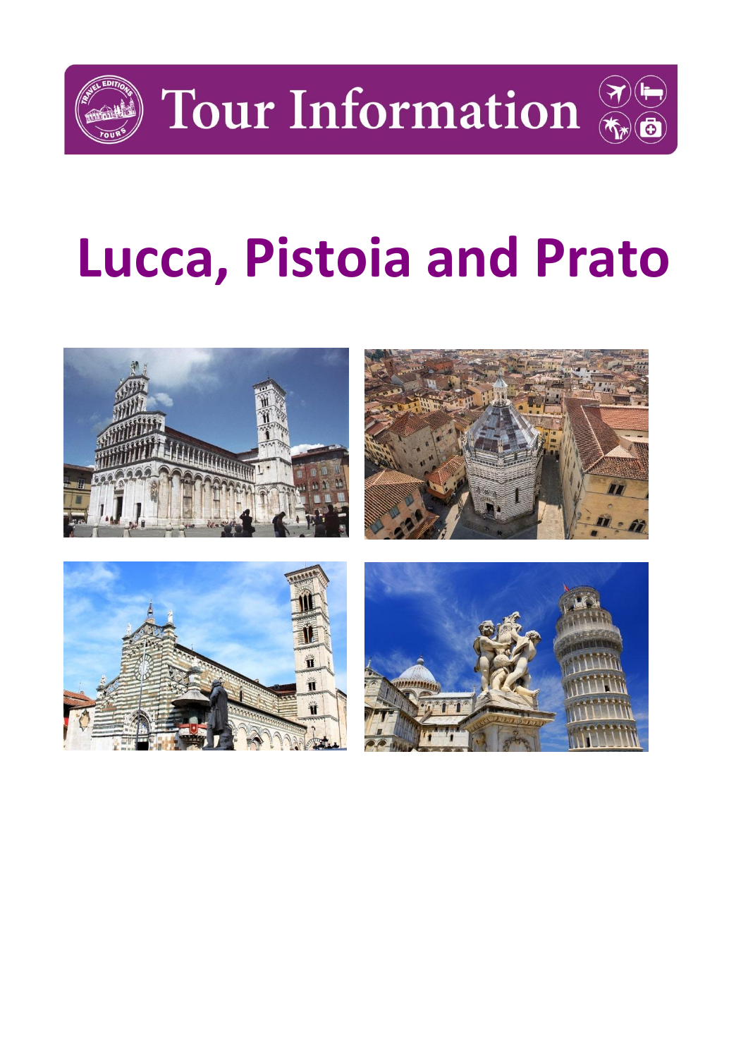# Tour Information

# Lucca, Pistoia and Prato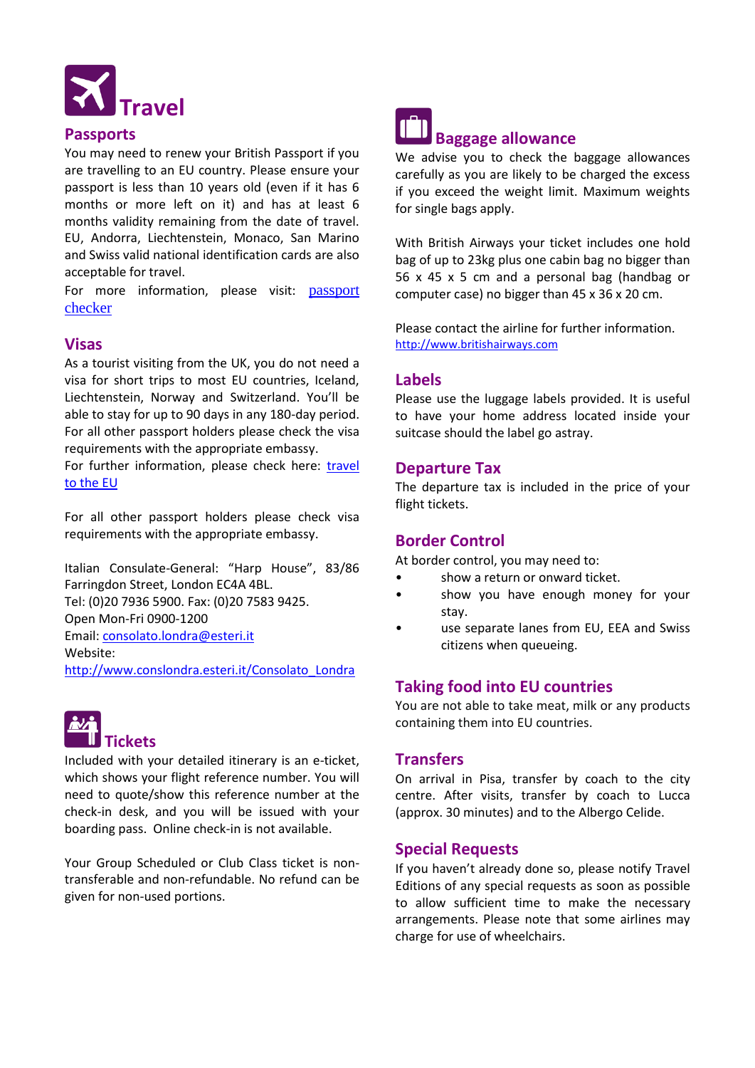# Travel

## Passports

You may need to renew your British Passport if you are travelling to an EU country. Please ensure your passport is less than 10 years old (even if it has 6 months or more left on it) and has at least 6 months validity remaining from the date of travel. EU, Andorra, Liechtenstein, Monaco, San Marino and Swiss valid national identification cards are also acceptable for travel.

For more information, please visit: [passport checker]()

## Visas

As a tourist visiting from the UK, you do not need a visa for short trips to most EU countries, Iceland, Liechtenstein, Norway and Switzerland. You'll be able to stay for up to 90 days in any 180-day period. For all other passport holders please check the visa requirements with the appropriate embassy.

For further information, please check here: [travel to the EU]()

For all other passport holders please check visa requirements with the appropriate embassy.

Italian Consulate-General: "Harp House", 83/86 Farringdon Street, London EC4A 4BL.
Tel: (0)20 7936 5900. Fax: (0)20 7583 9425.
Open Mon-Fri 0900-1200
Email: consolato.londra@esteri.it
Website:
http://www.conslondra.esteri.it/Consolato_Londra

## Tickets

Included with your detailed itinerary is an e-ticket, which shows your flight reference number. You will need to quote/show this reference number at the check-in desk, and you will be issued with your boarding pass. Online check-in is not available.

Your Group Scheduled or Club Class ticket is non-transferable and non-refundable. No refund can be given for non-used portions.

## Baggage allowance

We advise you to check the baggage allowances carefully as you are likely to be charged the excess if you exceed the weight limit. Maximum weights for single bags apply.

With British Airways your ticket includes one hold bag of up to 23kg plus one cabin bag no bigger than 56 x 45 x 5 cm and a personal bag (handbag or computer case) no bigger than 45 x 36 x 20 cm.

Please contact the airline for further information.
http://www.britishairways.com

## Labels

Please use the luggage labels provided. It is useful to have your home address located inside your suitcase should the label go astray.

## Departure Tax

The departure tax is included in the price of your flight tickets.

## Border Control

At border control, you may need to:

- show a return or onward ticket.
- show you have enough money for your stay.
- use separate lanes from EU, EEA and Swiss citizens when queueing.

## Taking food into EU countries

You are not able to take meat, milk or any products containing them into EU countries.

## Transfers

On arrival in Pisa, transfer by coach to the city centre. After visits, transfer by coach to Lucca (approx. 30 minutes) and to the Albergo Celide.

## Special Requests

If you haven't already done so, please notify Travel Editions of any special requests as soon as possible to allow sufficient time to make the necessary arrangements. Please note that some airlines may charge for use of wheelchairs.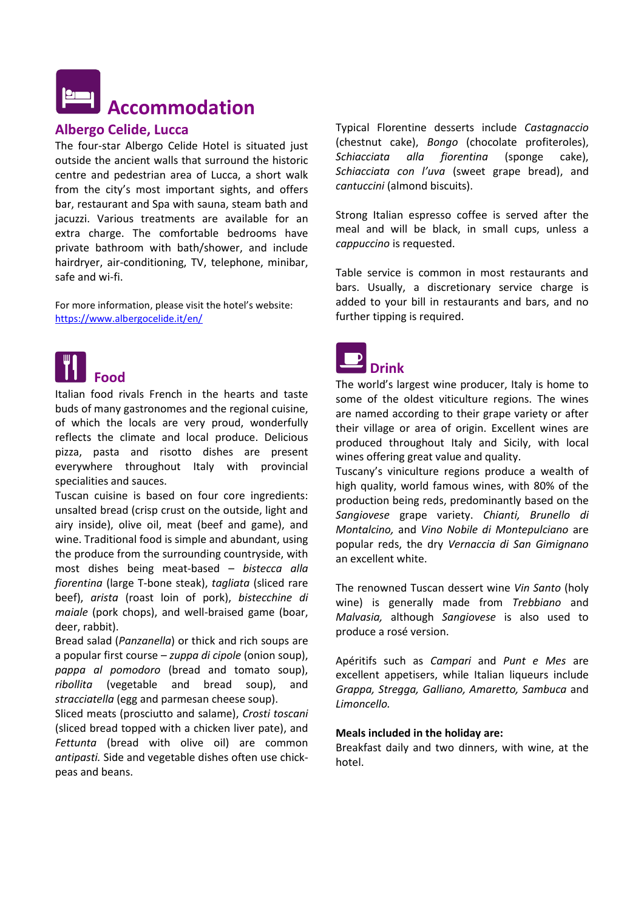# Accommodation

## Albergo Celide, Lucca

The four-star Albergo Celide Hotel is situated just outside the ancient walls that surround the historic centre and pedestrian area of Lucca, a short walk from the city's most important sights, and offers bar, restaurant and Spa with sauna, steam bath and jacuzzi. Various treatments are available for an extra charge. The comfortable bedrooms have private bathroom with bath/shower, and include hairdryer, air-conditioning, TV, telephone, minibar, safe and wi-fi.

For more information, please visit the hotel's website: [https://www.albergocelide.it/en/](https://www.albergocelide.it/en/)

# Food

Italian food rivals French in the hearts and taste buds of many gastronomes and the regional cuisine, of which the locals are very proud, wonderfully reflects the climate and local produce. Delicious pizza, pasta and risotto dishes are present everywhere throughout Italy with provincial specialities and sauces.

Tuscan cuisine is based on four core ingredients: unsalted bread (crisp crust on the outside, light and airy inside), olive oil, meat (beef and game), and wine. Traditional food is simple and abundant, using the produce from the surrounding countryside, with most dishes being meat-based – *bistecca alla fiorentina* (large T-bone steak), *tagliata* (sliced rare beef), *arista* (roast loin of pork), *bistecchine di maiale* (pork chops), and well-braised game (boar, deer, rabbit).

Bread salad (*Panzanella*) or thick and rich soups are a popular first course – *zuppa di cipole* (onion soup), *pappa al pomodoro* (bread and tomato soup), *ribollita* (vegetable and bread soup), and *stracciatella* (egg and parmesan cheese soup).

Sliced meats (prosciutto and salame), *Crosti toscani* (sliced bread topped with a chicken liver pate), and *Fettunta* (bread with olive oil) are common *antipasti.* Side and vegetable dishes often use chick-peas and beans.

Typical Florentine desserts include *Castagnaccio* (chestnut cake), *Bongo* (chocolate profiteroles), *Schiacciata alla fiorentina* (sponge cake), *Schiacciata con l'uva* (sweet grape bread), and *cantuccini* (almond biscuits).

Strong Italian espresso coffee is served after the meal and will be black, in small cups, unless a *cappuccino* is requested.

Table service is common in most restaurants and bars. Usually, a discretionary service charge is added to your bill in restaurants and bars, and no further tipping is required.

# Drink

The world's largest wine producer, Italy is home to some of the oldest viticulture regions. The wines are named according to their grape variety or after their village or area of origin. Excellent wines are produced throughout Italy and Sicily, with local wines offering great value and quality.

Tuscany's viniculture regions produce a wealth of high quality, world famous wines, with 80% of the production being reds, predominantly based on the *Sangiovese* grape variety. *Chianti, Brunello di Montalcino,* and *Vino Nobile di Montepulciano* are popular reds, the dry *Vernaccia di San Gimignano* an excellent white.

The renowned Tuscan dessert wine *Vin Santo* (holy wine) is generally made from *Trebbiano* and *Malvasia,* although *Sangiovese* is also used to produce a rosé version.

Apéritifs such as *Campari* and *Punt e Mes* are excellent appetisers, while Italian liqueurs include *Grappa, Stregga, Galliano, Amaretto, Sambuca* and *Limoncello.*

**Meals included in the holiday are:**
Breakfast daily and two dinners, with wine, at the hotel.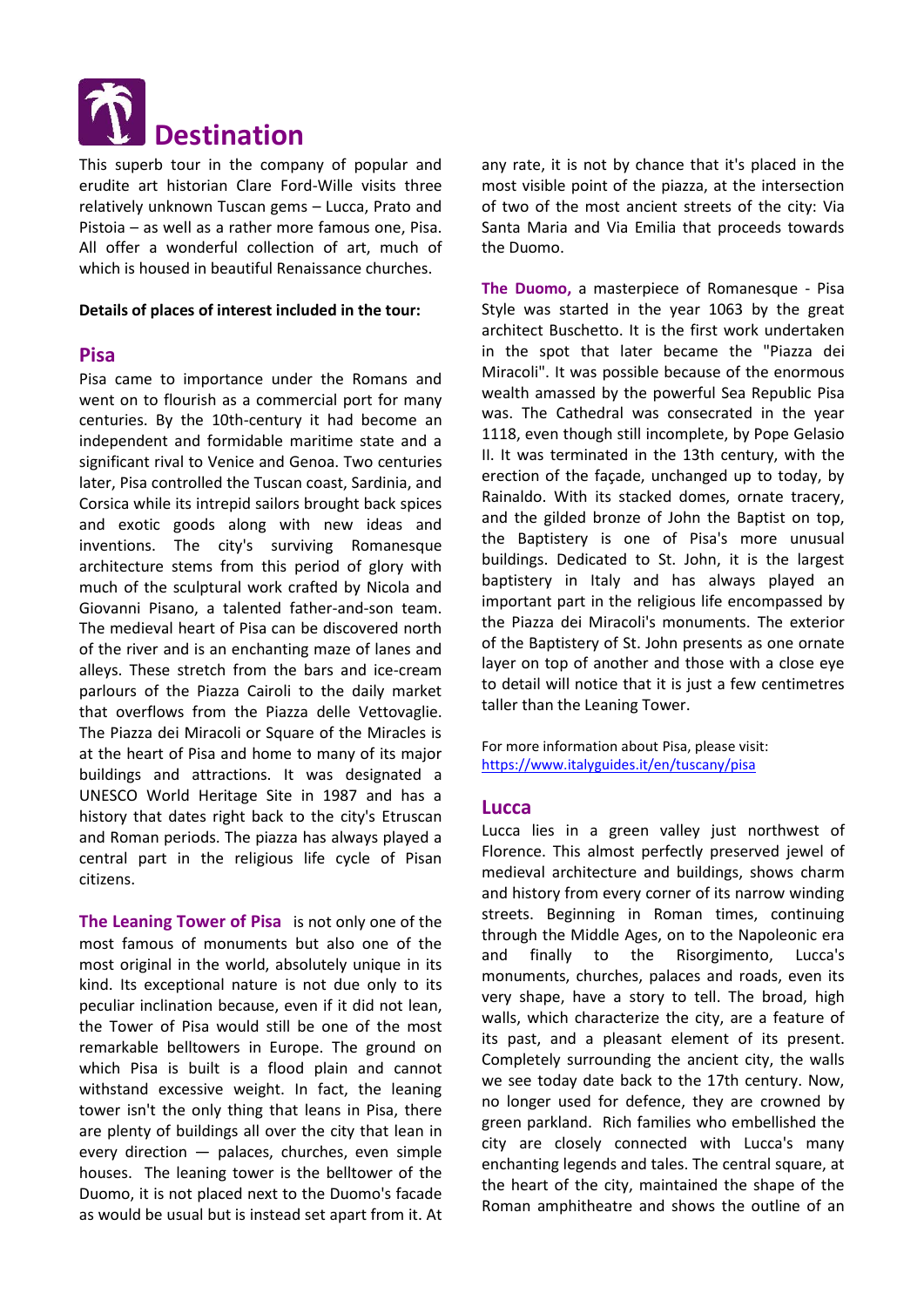# Destination

This superb tour in the company of popular and erudite art historian Clare Ford-Wille visits three relatively unknown Tuscan gems – Lucca, Prato and Pistoia – as well as a rather more famous one, Pisa. All offer a wonderful collection of art, much of which is housed in beautiful Renaissance churches.

**Details of places of interest included in the tour:**

## Pisa

Pisa came to importance under the Romans and went on to flourish as a commercial port for many centuries. By the 10th-century it had become an independent and formidable maritime state and a significant rival to Venice and Genoa. Two centuries later, Pisa controlled the Tuscan coast, Sardinia, and Corsica while its intrepid sailors brought back spices and exotic goods along with new ideas and inventions. The city's surviving Romanesque architecture stems from this period of glory with much of the sculptural work crafted by Nicola and Giovanni Pisano, a talented father-and-son team. The medieval heart of Pisa can be discovered north of the river and is an enchanting maze of lanes and alleys. These stretch from the bars and ice-cream parlours of the Piazza Cairoli to the daily market that overflows from the Piazza delle Vettovaglie. The Piazza dei Miracoli or Square of the Miracles is at the heart of Pisa and home to many of its major buildings and attractions. It was designated a UNESCO World Heritage Site in 1987 and has a history that dates right back to the city's Etruscan and Roman periods. The piazza has always played a central part in the religious life cycle of Pisan citizens.

**The Leaning Tower of Pisa** is not only one of the most famous of monuments but also one of the most original in the world, absolutely unique in its kind. Its exceptional nature is not due only to its peculiar inclination because, even if it did not lean, the Tower of Pisa would still be one of the most remarkable belltowers in Europe. The ground on which Pisa is built is a flood plain and cannot withstand excessive weight. In fact, the leaning tower isn't the only thing that leans in Pisa, there are plenty of buildings all over the city that lean in every direction — palaces, churches, even simple houses. The leaning tower is the belltower of the Duomo, it is not placed next to the Duomo's facade as would be usual but is instead set apart from it. At any rate, it is not by chance that it's placed in the most visible point of the piazza, at the intersection of two of the most ancient streets of the city: Via Santa Maria and Via Emilia that proceeds towards the Duomo.

**The Duomo,** a masterpiece of Romanesque - Pisa Style was started in the year 1063 by the great architect Buschetto. It is the first work undertaken in the spot that later became the "Piazza dei Miracoli". It was possible because of the enormous wealth amassed by the powerful Sea Republic Pisa was. The Cathedral was consecrated in the year 1118, even though still incomplete, by Pope Gelasio II. It was terminated in the 13th century, with the erection of the façade, unchanged up to today, by Rainaldo. With its stacked domes, ornate tracery, and the gilded bronze of John the Baptist on top, the Baptistery is one of Pisa's more unusual buildings. Dedicated to St. John, it is the largest baptistery in Italy and has always played an important part in the religious life encompassed by the Piazza dei Miracoli's monuments. The exterior of the Baptistery of St. John presents as one ornate layer on top of another and those with a close eye to detail will notice that it is just a few centimetres taller than the Leaning Tower.

For more information about Pisa, please visit: https://www.italyguides.it/en/tuscany/pisa

## Lucca

Lucca lies in a green valley just northwest of Florence. This almost perfectly preserved jewel of medieval architecture and buildings, shows charm and history from every corner of its narrow winding streets. Beginning in Roman times, continuing through the Middle Ages, on to the Napoleonic era and finally to the Risorgimento, Lucca's monuments, churches, palaces and roads, even its very shape, have a story to tell. The broad, high walls, which characterize the city, are a feature of its past, and a pleasant element of its present. Completely surrounding the ancient city, the walls we see today date back to the 17th century. Now, no longer used for defence, they are crowned by green parkland. Rich families who embellished the city are closely connected with Lucca's many enchanting legends and tales. The central square, at the heart of the city, maintained the shape of the Roman amphitheatre and shows the outline of an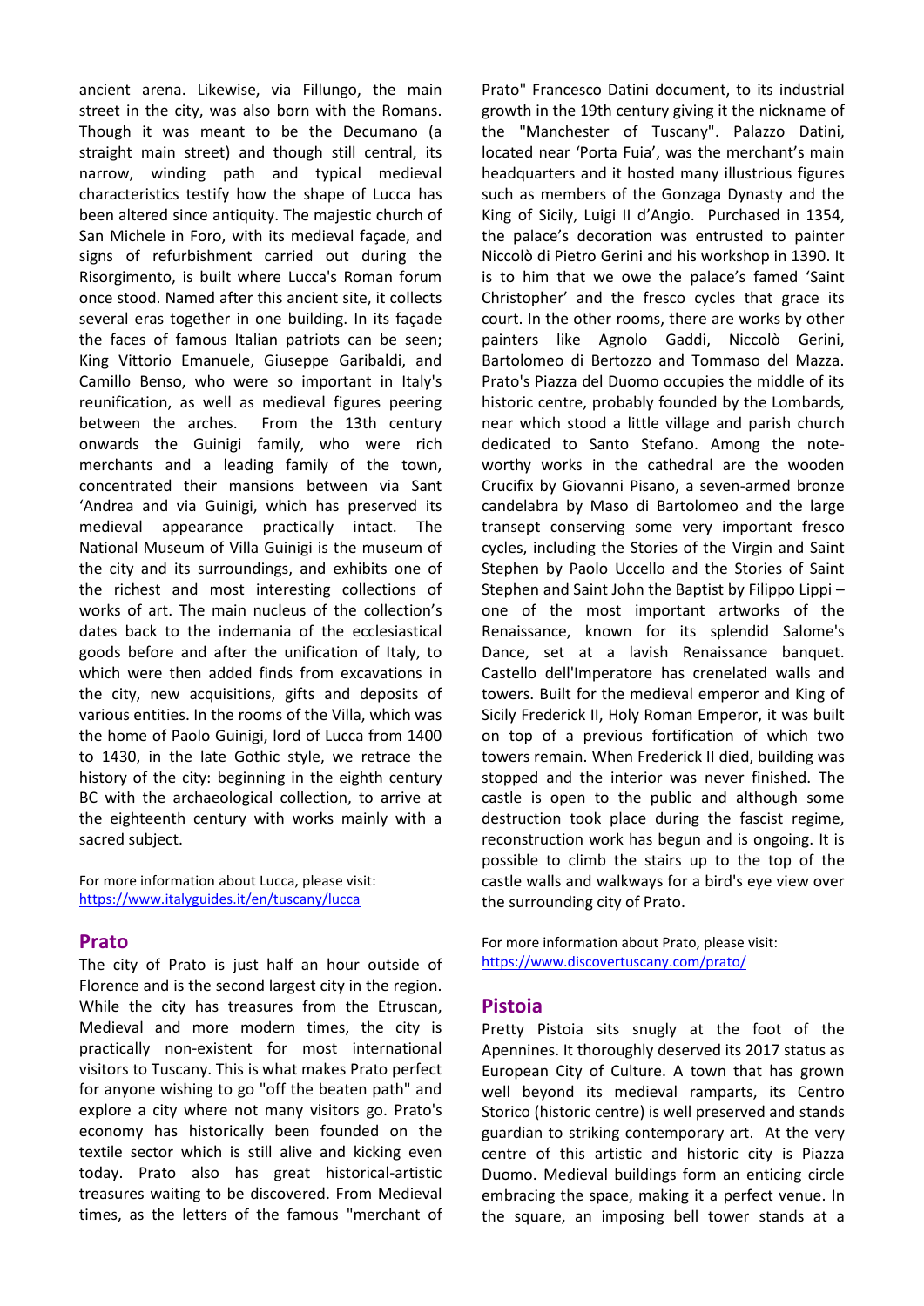ancient arena. Likewise, via Fillungo, the main street in the city, was also born with the Romans. Though it was meant to be the Decumano (a straight main street) and though still central, its narrow, winding path and typical medieval characteristics testify how the shape of Lucca has been altered since antiquity. The majestic church of San Michele in Foro, with its medieval façade, and signs of refurbishment carried out during the Risorgimento, is built where Lucca's Roman forum once stood. Named after this ancient site, it collects several eras together in one building. In its façade the faces of famous Italian patriots can be seen; King Vittorio Emanuele, Giuseppe Garibaldi, and Camillo Benso, who were so important in Italy's reunification, as well as medieval figures peering between the arches. From the 13th century onwards the Guinigi family, who were rich merchants and a leading family of the town, concentrated their mansions between via Sant 'Andrea and via Guinigi, which has preserved its medieval appearance practically intact. The National Museum of Villa Guinigi is the museum of the city and its surroundings, and exhibits one of the richest and most interesting collections of works of art. The main nucleus of the collection's dates back to the indemania of the ecclesiastical goods before and after the unification of Italy, to which were then added finds from excavations in the city, new acquisitions, gifts and deposits of various entities. In the rooms of the Villa, which was the home of Paolo Guinigi, lord of Lucca from 1400 to 1430, in the late Gothic style, we retrace the history of the city: beginning in the eighth century BC with the archaeological collection, to arrive at the eighteenth century with works mainly with a sacred subject.

For more information about Lucca, please visit: [https://www.italyguides.it/en/tuscany/lucca](https://www.italyguides.it/en/tuscany/lucca)

## Prato

The city of Prato is just half an hour outside of Florence and is the second largest city in the region. While the city has treasures from the Etruscan, Medieval and more modern times, the city is practically non-existent for most international visitors to Tuscany. This is what makes Prato perfect for anyone wishing to go "off the beaten path" and explore a city where not many visitors go. Prato's economy has historically been founded on the textile sector which is still alive and kicking even today. Prato also has great historical-artistic treasures waiting to be discovered. From Medieval times, as the letters of the famous "merchant of Prato" Francesco Datini document, to its industrial growth in the 19th century giving it the nickname of the "Manchester of Tuscany". Palazzo Datini, located near 'Porta Fuia', was the merchant's main headquarters and it hosted many illustrious figures such as members of the Gonzaga Dynasty and the King of Sicily, Luigi II d'Angio. Purchased in 1354, the palace's decoration was entrusted to painter Niccolò di Pietro Gerini and his workshop in 1390. It is to him that we owe the palace's famed 'Saint Christopher' and the fresco cycles that grace its court. In the other rooms, there are works by other painters like Agnolo Gaddi, Niccolò Gerini, Bartolomeo di Bertozzo and Tommaso del Mazza. Prato's Piazza del Duomo occupies the middle of its historic centre, probably founded by the Lombards, near which stood a little village and parish church dedicated to Santo Stefano. Among the note-worthy works in the cathedral are the wooden Crucifix by Giovanni Pisano, a seven-armed bronze candelabra by Maso di Bartolomeo and the large transept conserving some very important fresco cycles, including the Stories of the Virgin and Saint Stephen by Paolo Uccello and the Stories of Saint Stephen and Saint John the Baptist by Filippo Lippi – one of the most important artworks of the Renaissance, known for its splendid Salome's Dance, set at a lavish Renaissance banquet. Castello dell'Imperatore has crenelated walls and towers. Built for the medieval emperor and King of Sicily Frederick II, Holy Roman Emperor, it was built on top of a previous fortification of which two towers remain. When Frederick II died, building was stopped and the interior was never finished. The castle is open to the public and although some destruction took place during the fascist regime, reconstruction work has begun and is ongoing. It is possible to climb the stairs up to the top of the castle walls and walkways for a bird's eye view over the surrounding city of Prato.

For more information about Prato, please visit: [https://www.discovertuscany.com/prato/](https://www.discovertuscany.com/prato/)

## Pistoia

Pretty Pistoia sits snugly at the foot of the Apennines. It thoroughly deserved its 2017 status as European City of Culture. A town that has grown well beyond its medieval ramparts, its Centro Storico (historic centre) is well preserved and stands guardian to striking contemporary art. At the very centre of this artistic and historic city is Piazza Duomo. Medieval buildings form an enticing circle embracing the space, making it a perfect venue. In the square, an imposing bell tower stands at a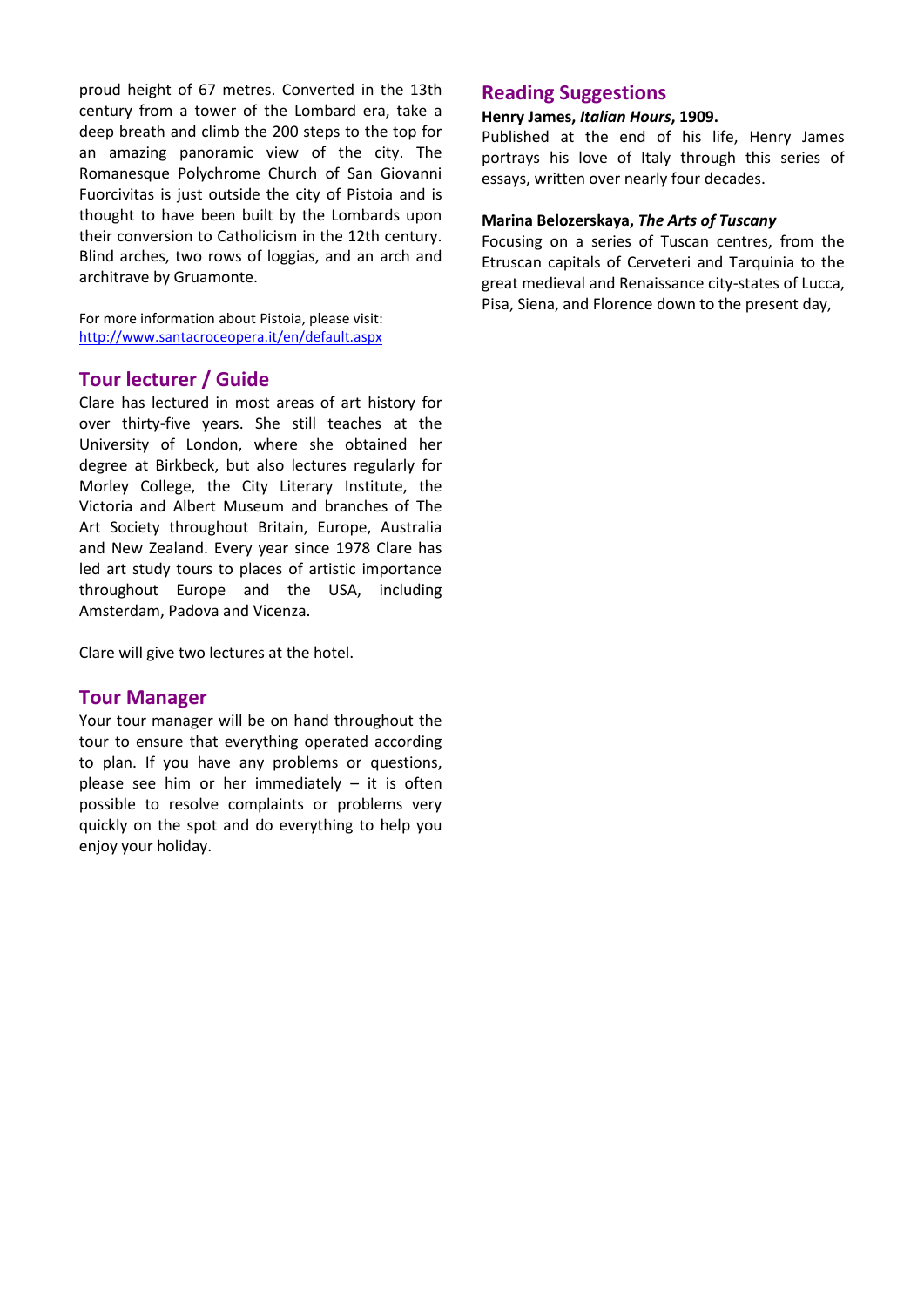proud height of 67 metres. Converted in the 13th century from a tower of the Lombard era, take a deep breath and climb the 200 steps to the top for an amazing panoramic view of the city. The Romanesque Polychrome Church of San Giovanni Fuorcivitas is just outside the city of Pistoia and is thought to have been built by the Lombards upon their conversion to Catholicism in the 12th century. Blind arches, two rows of loggias, and an arch and architrave by Gruamonte.

For more information about Pistoia, please visit: http://www.santacroceopera.it/en/default.aspx

## Tour lecturer / Guide

Clare has lectured in most areas of art history for over thirty-five years. She still teaches at the University of London, where she obtained her degree at Birkbeck, but also lectures regularly for Morley College, the City Literary Institute, the Victoria and Albert Museum and branches of The Art Society throughout Britain, Europe, Australia and New Zealand. Every year since 1978 Clare has led art study tours to places of artistic importance throughout Europe and the USA, including Amsterdam, Padova and Vicenza.

Clare will give two lectures at the hotel.

## Tour Manager

Your tour manager will be on hand throughout the tour to ensure that everything operated according to plan. If you have any problems or questions, please see him or her immediately – it is often possible to resolve complaints or problems very quickly on the spot and do everything to help you enjoy your holiday.

## Reading Suggestions

**Henry James, *Italian Hours*, 1909.**

Published at the end of his life, Henry James portrays his love of Italy through this series of essays, written over nearly four decades.

**Marina Belozerskaya, *The Arts of Tuscany***

Focusing on a series of Tuscan centres, from the Etruscan capitals of Cerveteri and Tarquinia to the great medieval and Renaissance city-states of Lucca, Pisa, Siena, and Florence down to the present day,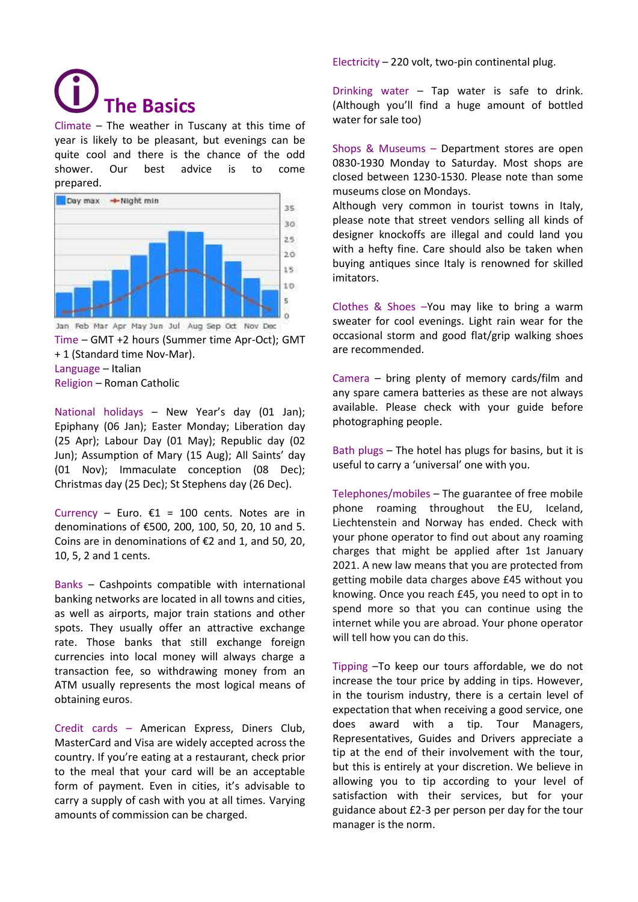# The Basics

Climate – The weather in Tuscany at this time of year is likely to be pleasant, but evenings can be quite cool and there is the chance of the odd shower. Our best advice is to come prepared.

Time – GMT +2 hours (Summer time Apr-Oct); GMT + 1 (Standard time Nov-Mar).

Language – Italian

Religion – Roman Catholic

National holidays – New Year's day (01 Jan); Epiphany (06 Jan); Easter Monday; Liberation day (25 Apr); Labour Day (01 May); Republic day (02 Jun); Assumption of Mary (15 Aug); All Saints' day (01 Nov); Immaculate conception (08 Dec); Christmas day (25 Dec); St Stephens day (26 Dec).

Currency – Euro. €1 = 100 cents. Notes are in denominations of €500, 200, 100, 50, 20, 10 and 5. Coins are in denominations of €2 and 1, and 50, 20, 10, 5, 2 and 1 cents.

Banks – Cashpoints compatible with international banking networks are located in all towns and cities, as well as airports, major train stations and other spots. They usually offer an attractive exchange rate. Those banks that still exchange foreign currencies into local money will always charge a transaction fee, so withdrawing money from an ATM usually represents the most logical means of obtaining euros.

Credit cards – American Express, Diners Club, MasterCard and Visa are widely accepted across the country. If you're eating at a restaurant, check prior to the meal that your card will be an acceptable form of payment. Even in cities, it's advisable to carry a supply of cash with you at all times. Varying amounts of commission can be charged.

Electricity – 220 volt, two-pin continental plug.

Drinking water – Tap water is safe to drink. (Although you'll find a huge amount of bottled water for sale too)

Shops & Museums – Department stores are open 0830-1930 Monday to Saturday. Most shops are closed between 1230-1530. Please note than some museums close on Mondays.

Although very common in tourist towns in Italy, please note that street vendors selling all kinds of designer knockoffs are illegal and could land you with a hefty fine. Care should also be taken when buying antiques since Italy is renowned for skilled imitators.

Clothes & Shoes –You may like to bring a warm sweater for cool evenings. Light rain wear for the occasional storm and good flat/grip walking shoes are recommended.

Camera – bring plenty of memory cards/film and any spare camera batteries as these are not always available. Please check with your guide before photographing people.

Bath plugs – The hotel has plugs for basins, but it is useful to carry a 'universal' one with you.

Telephones/mobiles – The guarantee of free mobile phone roaming throughout the EU, Iceland, Liechtenstein and Norway has ended. Check with your phone operator to find out about any roaming charges that might be applied after 1st January 2021. A new law means that you are protected from getting mobile data charges above £45 without you knowing. Once you reach £45, you need to opt in to spend more so that you can continue using the internet while you are abroad. Your phone operator will tell how you can do this.

Tipping –To keep our tours affordable, we do not increase the tour price by adding in tips. However, in the tourism industry, there is a certain level of expectation that when receiving a good service, one does award with a tip. Tour Managers, Representatives, Guides and Drivers appreciate a tip at the end of their involvement with the tour, but this is entirely at your discretion. We believe in allowing you to tip according to your level of satisfaction with their services, but for your guidance about £2-3 per person per day for the tour manager is the norm.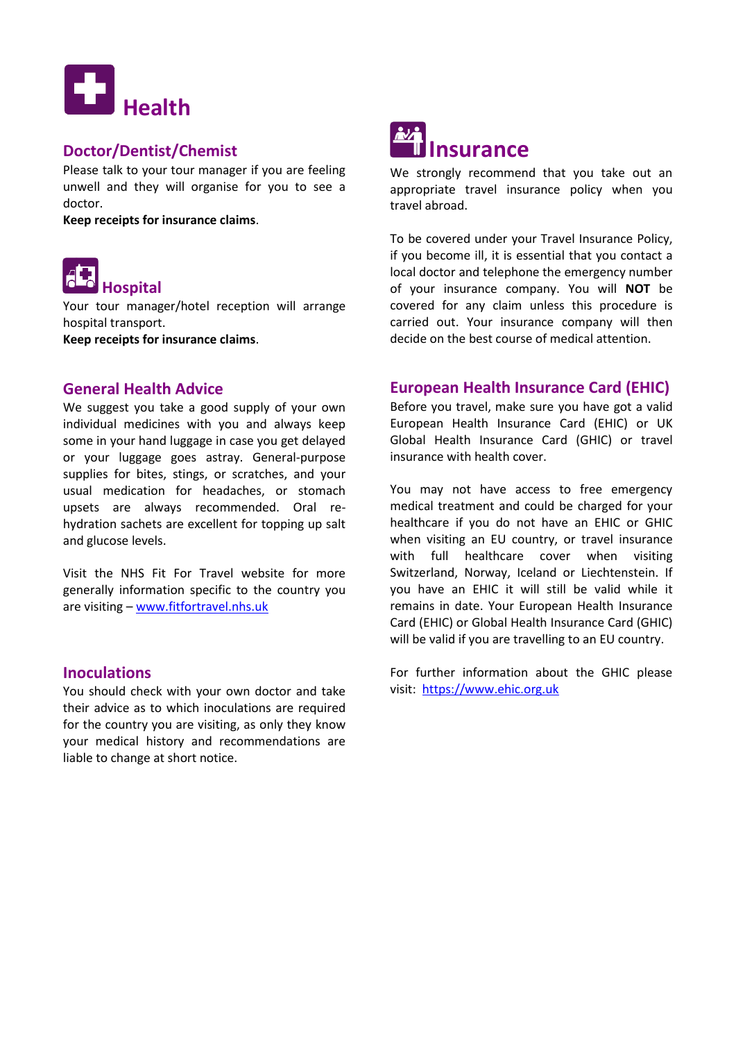# Health

## Doctor/Dentist/Chemist

Please talk to your tour manager if you are feeling unwell and they will organise for you to see a doctor.

**Keep receipts for insurance claims**.

## Hospital

Your tour manager/hotel reception will arrange hospital transport.

**Keep receipts for insurance claims**.

## General Health Advice

We suggest you take a good supply of your own individual medicines with you and always keep some in your hand luggage in case you get delayed or your luggage goes astray. General-purpose supplies for bites, stings, or scratches, and your usual medication for headaches, or stomach upsets are always recommended. Oral re-hydration sachets are excellent for topping up salt and glucose levels.

Visit the NHS Fit For Travel website for more generally information specific to the country you are visiting – [www.fitfortravel.nhs.uk](www.fitfortravel.nhs.uk)

## Inoculations

You should check with your own doctor and take their advice as to which inoculations are required for the country you are visiting, as only they know your medical history and recommendations are liable to change at short notice.

# Insurance

We strongly recommend that you take out an appropriate travel insurance policy when you travel abroad.

To be covered under your Travel Insurance Policy, if you become ill, it is essential that you contact a local doctor and telephone the emergency number of your insurance company. You will **NOT** be covered for any claim unless this procedure is carried out. Your insurance company will then decide on the best course of medical attention.

## European Health Insurance Card (EHIC)

Before you travel, make sure you have got a valid European Health Insurance Card (EHIC) or UK Global Health Insurance Card (GHIC) or travel insurance with health cover.

You may not have access to free emergency medical treatment and could be charged for your healthcare if you do not have an EHIC or GHIC when visiting an EU country, or travel insurance with full healthcare cover when visiting Switzerland, Norway, Iceland or Liechtenstein. If you have an EHIC it will still be valid while it remains in date. Your European Health Insurance Card (EHIC) or Global Health Insurance Card (GHIC) will be valid if you are travelling to an EU country.

For further information about the GHIC please visit: [https://www.ehic.org.uk](https://www.ehic.org.uk)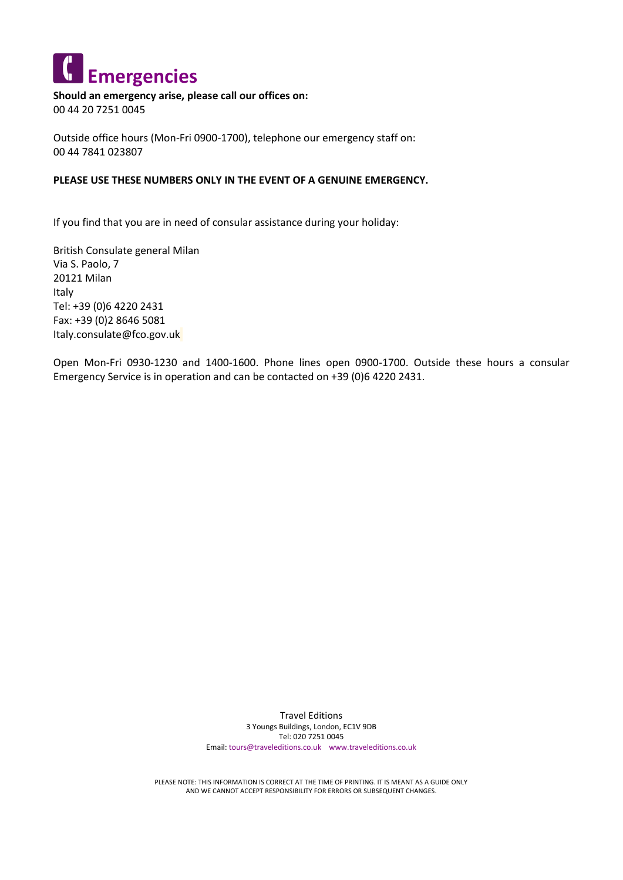# Emergencies

**Should an emergency arise, please call our offices on:**
00 44 20 7251 0045

Outside office hours (Mon-Fri 0900-1700), telephone our emergency staff on:
00 44 7841 023807

**PLEASE USE THESE NUMBERS ONLY IN THE EVENT OF A GENUINE EMERGENCY.**

If you find that you are in need of consular assistance during your holiday:

British Consulate general Milan
Via S. Paolo, 7
20121 Milan
Italy
Tel: +39 (0)6 4220 2431
Fax: +39 (0)2 8646 5081
Italy.consulate@fco.gov.uk

Open Mon-Fri 0930-1230 and 1400-1600. Phone lines open 0900-1700. Outside these hours a consular Emergency Service is in operation and can be contacted on +39 (0)6 4220 2431.

Travel Editions
3 Youngs Buildings, London, EC1V 9DB
Tel: 020 7251 0045
Email: tours@traveleditions.co.uk www.traveleditions.co.uk

PLEASE NOTE: THIS INFORMATION IS CORRECT AT THE TIME OF PRINTING. IT IS MEANT AS A GUIDE ONLY AND WE CANNOT ACCEPT RESPONSIBILITY FOR ERRORS OR SUBSEQUENT CHANGES.